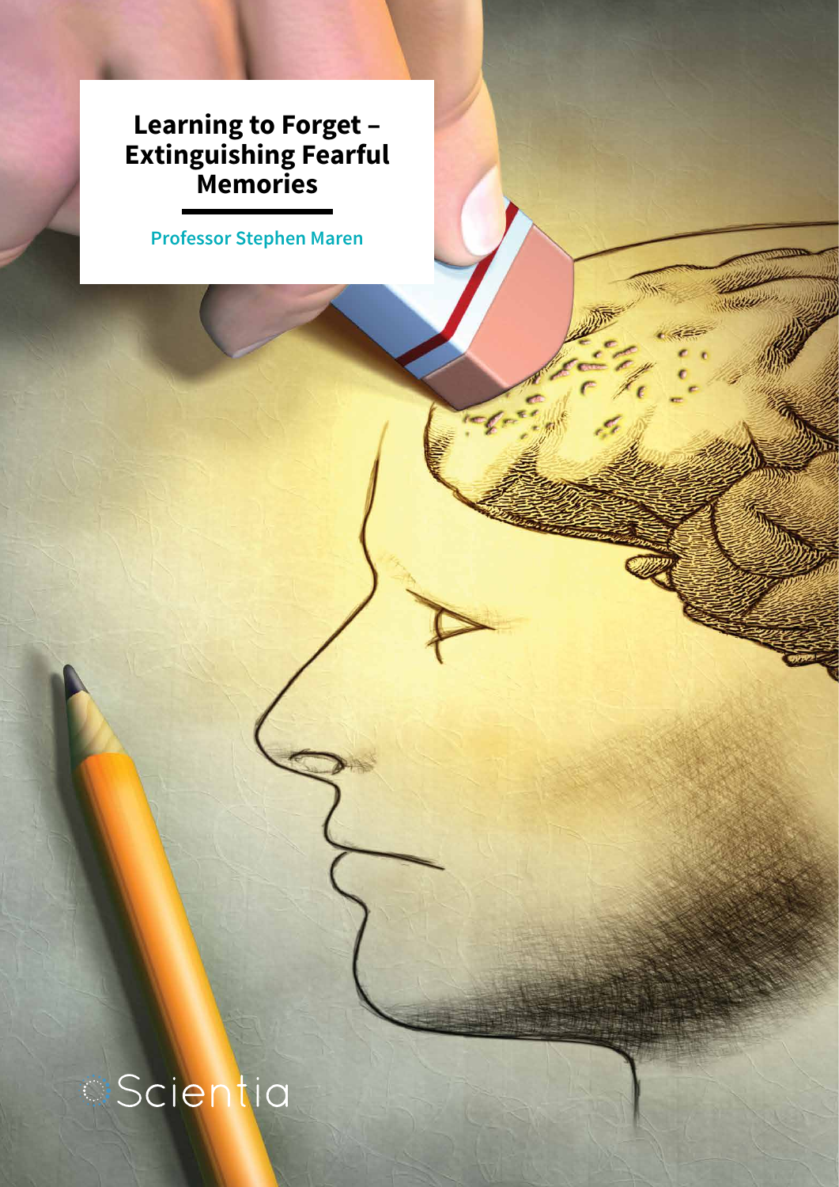# Learning to Forget – Extinguishing Fearful Memories

**Professor Stephen Maren**

Scientia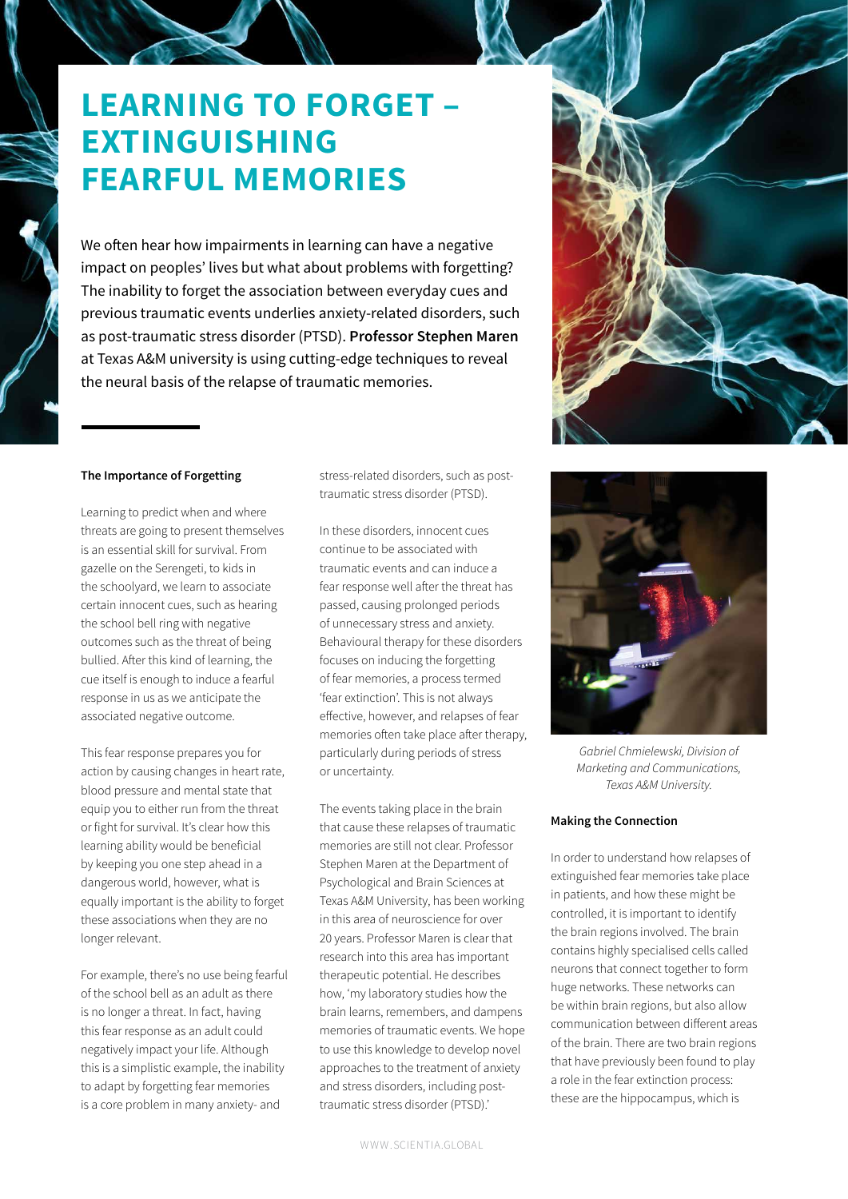# LEARNING TO FORGET – EXTINGUISHING FEARFUL MEMORIES

We often hear how impairments in learning can have a negative impact on peoples' lives but what about problems with forgetting? The inability to forget the association between everyday cues and previous traumatic events underlies anxiety-related disorders, such as post-traumatic stress disorder (PTSD). **Professor Stephen Maren** at Texas A&M university is using cutting-edge techniques to reveal the neural basis of the relapse of traumatic memories.

**The Importance of Forgetting**

Learning to predict when and where threats are going to present themselves is an essential skill for survival. From gazelle on the Serengeti, to kids in the schoolyard, we learn to associate certain innocent cues, such as hearing the school bell ring with negative outcomes such as the threat of being bullied. After this kind of learning, the cue itself is enough to induce a fearful response in us as we anticipate the associated negative outcome.

This fear response prepares you for action by causing changes in heart rate, blood pressure and mental state that equip you to either run from the threat or fight for survival. It's clear how this learning ability would be beneficial by keeping you one step ahead in a dangerous world, however, what is equally important is the ability to forget these associations when they are no longer relevant.

For example, there's no use being fearful of the school bell as an adult as there is no longer a threat. In fact, having this fear response as an adult could negatively impact your life. Although this is a simplistic example, the inability to adapt by forgetting fear memories is a core problem in many anxiety- and stress-related disorders, such as post-traumatic stress disorder (PTSD).

In these disorders, innocent cues continue to be associated with traumatic events and can induce a fear response well after the threat has passed, causing prolonged periods of unnecessary stress and anxiety. Behavioural therapy for these disorders focuses on inducing the forgetting of fear memories, a process termed 'fear extinction'. This is not always effective, however, and relapses of fear memories often take place after therapy, particularly during periods of stress or uncertainty.

The events taking place in the brain that cause these relapses of traumatic memories are still not clear. Professor Stephen Maren at the Department of Psychological and Brain Sciences at Texas A&M University, has been working in this area of neuroscience for over 20 years. Professor Maren is clear that research into this area has important therapeutic potential. He describes how, 'my laboratory studies how the brain learns, remembers, and dampens memories of traumatic events. We hope to use this knowledge to develop novel approaches to the treatment of anxiety and stress disorders, including post-traumatic stress disorder (PTSD).'

*Gabriel Chmielewski, Division of Marketing and Communications, Texas A&M University.*

**Making the Connection**

In order to understand how relapses of extinguished fear memories take place in patients, and how these might be controlled, it is important to identify the brain regions involved. The brain contains highly specialised cells called neurons that connect together to form huge networks. These networks can be within brain regions, but also allow communication between different areas of the brain. There are two brain regions that have previously been found to play a role in the fear extinction process: these are the hippocampus, which is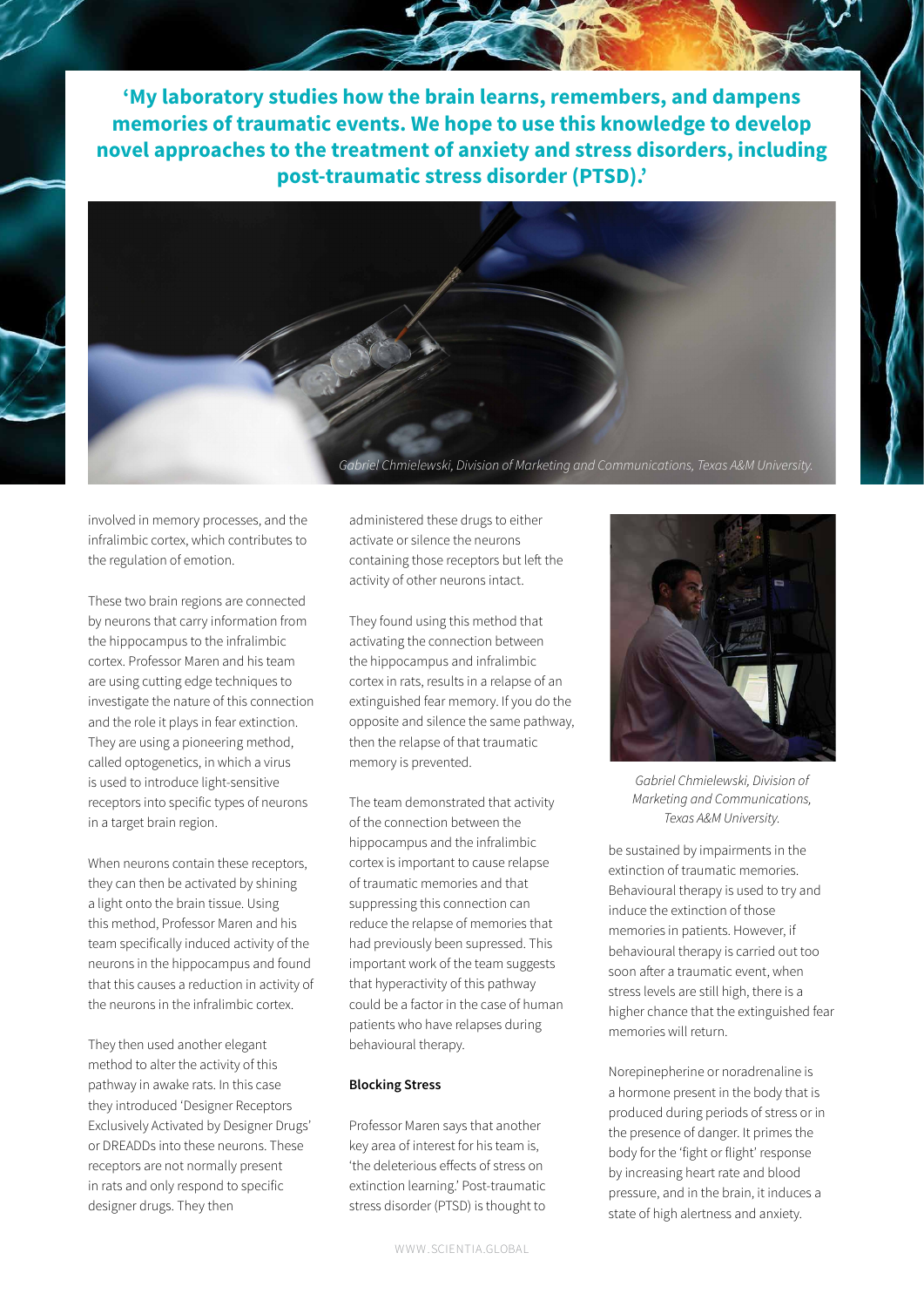**'My laboratory studies how the brain learns, remembers, and dampens memories of traumatic events. We hope to use this knowledge to develop novel approaches to the treatment of anxiety and stress disorders, including post-traumatic stress disorder (PTSD).'**

*Gabriel Chmielewski, Division of Marketing and Communications, Texas A&M University.*

involved in memory processes, and the infralimbic cortex, which contributes to the regulation of emotion.

These two brain regions are connected by neurons that carry information from the hippocampus to the infralimbic cortex. Professor Maren and his team are using cutting edge techniques to investigate the nature of this connection and the role it plays in fear extinction. They are using a pioneering method, called optogenetics, in which a virus is used to introduce light-sensitive receptors into specific types of neurons in a target brain region.

When neurons contain these receptors, they can then be activated by shining a light onto the brain tissue. Using this method, Professor Maren and his team specifically induced activity of the neurons in the hippocampus and found that this causes a reduction in activity of the neurons in the infralimbic cortex.

They then used another elegant method to alter the activity of this pathway in awake rats. In this case they introduced 'Designer Receptors Exclusively Activated by Designer Drugs' or DREADDs into these neurons. These receptors are not normally present in rats and only respond to specific designer drugs. They then administered these drugs to either activate or silence the neurons containing those receptors but left the activity of other neurons intact.

They found using this method that activating the connection between the hippocampus and infralimbic cortex in rats, results in a relapse of an extinguished fear memory. If you do the opposite and silence the same pathway, then the relapse of that traumatic memory is prevented.

The team demonstrated that activity of the connection between the hippocampus and the infralimbic cortex is important to cause relapse of traumatic memories and that suppressing this connection can reduce the relapse of memories that had previously been supressed. This important work of the team suggests that hyperactivity of this pathway could be a factor in the case of human patients who have relapses during behavioural therapy.

**Blocking Stress**

Professor Maren says that another key area of interest for his team is, 'the deleterious effects of stress on extinction learning.' Post-traumatic stress disorder (PTSD) is thought to be sustained by impairments in the extinction of traumatic memories. Behavioural therapy is used to try and induce the extinction of those memories in patients. However, if behavioural therapy is carried out too soon after a traumatic event, when stress levels are still high, there is a higher chance that the extinguished fear memories will return.

*Gabriel Chmielewski, Division of Marketing and Communications, Texas A&M University.*

Norepinepherine or noradrenaline is a hormone present in the body that is produced during periods of stress or in the presence of danger. It primes the body for the 'fight or flight' response by increasing heart rate and blood pressure, and in the brain, it induces a state of high alertness and anxiety.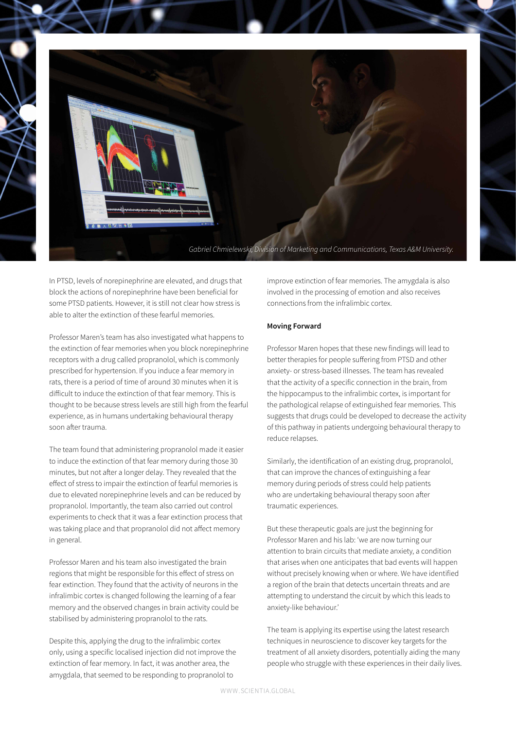*Gabriel Chmielewski, Division of Marketing and Communications, Texas A&M University.*

In PTSD, levels of norepinephrine are elevated, and drugs that block the actions of norepinephrine have been beneficial for some PTSD patients. However, it is still not clear how stress is able to alter the extinction of these fearful memories.

Professor Maren's team has also investigated what happens to the extinction of fear memories when you block norepinephrine receptors with a drug called propranolol, which is commonly prescribed for hypertension. If you induce a fear memory in rats, there is a period of time of around 30 minutes when it is difficult to induce the extinction of that fear memory. This is thought to be because stress levels are still high from the fearful experience, as in humans undertaking behavioural therapy soon after trauma.

The team found that administering propranolol made it easier to induce the extinction of that fear memory during those 30 minutes, but not after a longer delay. They revealed that the effect of stress to impair the extinction of fearful memories is due to elevated norepinephrine levels and can be reduced by propranolol. Importantly, the team also carried out control experiments to check that it was a fear extinction process that was taking place and that propranolol did not affect memory in general.

Professor Maren and his team also investigated the brain regions that might be responsible for this effect of stress on fear extinction. They found that the activity of neurons in the infralimbic cortex is changed following the learning of a fear memory and the observed changes in brain activity could be stabilised by administering propranolol to the rats.

Despite this, applying the drug to the infralimbic cortex only, using a specific localised injection did not improve the extinction of fear memory. In fact, it was another area, the amygdala, that seemed to be responding to propranolol to improve extinction of fear memories. The amygdala is also involved in the processing of emotion and also receives connections from the infralimbic cortex.

#### Moving Forward

Professor Maren hopes that these new findings will lead to better therapies for people suffering from PTSD and other anxiety- or stress-based illnesses. The team has revealed that the activity of a specific connection in the brain, from the hippocampus to the infralimbic cortex, is important for the pathological relapse of extinguished fear memories. This suggests that drugs could be developed to decrease the activity of this pathway in patients undergoing behavioural therapy to reduce relapses.

Similarly, the identification of an existing drug, propranolol, that can improve the chances of extinguishing a fear memory during periods of stress could help patients who are undertaking behavioural therapy soon after traumatic experiences.

But these therapeutic goals are just the beginning for Professor Maren and his lab: 'we are now turning our attention to brain circuits that mediate anxiety, a condition that arises when one anticipates that bad events will happen without precisely knowing when or where. We have identified a region of the brain that detects uncertain threats and are attempting to understand the circuit by which this leads to anxiety-like behaviour.'

The team is applying its expertise using the latest research techniques in neuroscience to discover key targets for the treatment of all anxiety disorders, potentially aiding the many people who struggle with these experiences in their daily lives.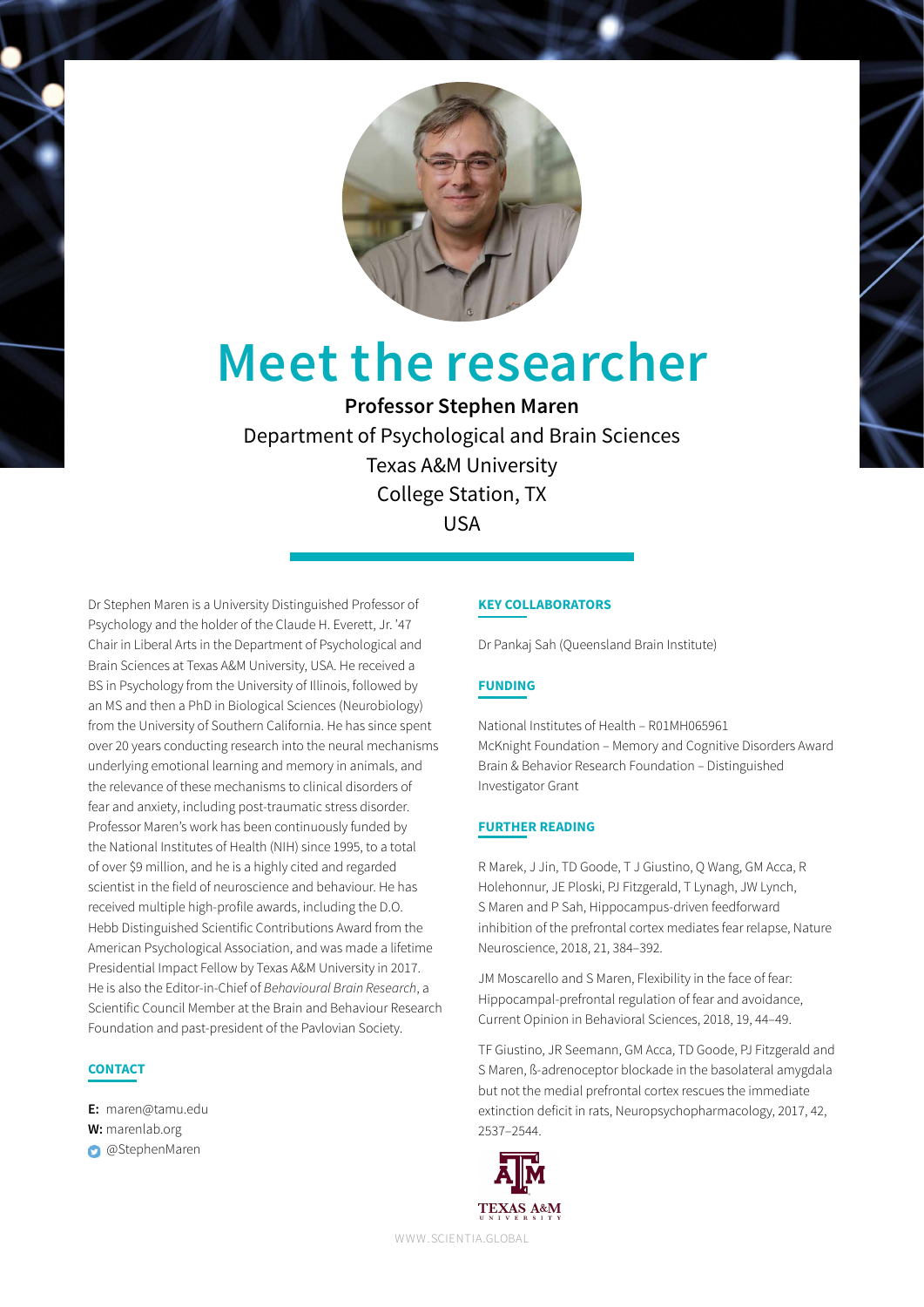# Meet the researcher

**Professor Stephen Maren**
Department of Psychological and Brain Sciences
Texas A&M University
College Station, TX
USA

Dr Stephen Maren is a University Distinguished Professor of Psychology and the holder of the Claude H. Everett, Jr. '47 Chair in Liberal Arts in the Department of Psychological and Brain Sciences at Texas A&M University, USA. He received a BS in Psychology from the University of Illinois, followed by an MS and then a PhD in Biological Sciences (Neurobiology) from the University of Southern California. He has since spent over 20 years conducting research into the neural mechanisms underlying emotional learning and memory in animals, and the relevance of these mechanisms to clinical disorders of fear and anxiety, including post-traumatic stress disorder. Professor Maren's work has been continuously funded by the National Institutes of Health (NIH) since 1995, to a total of over $9 million, and he is a highly cited and regarded scientist in the field of neuroscience and behaviour. He has received multiple high-profile awards, including the D.O. Hebb Distinguished Scientific Contributions Award from the American Psychological Association, and was made a lifetime Presidential Impact Fellow by Texas A&M University in 2017. He is also the Editor-in-Chief of *Behavioural Brain Research*, a Scientific Council Member at the Brain and Behaviour Research Foundation and past-president of the Pavlovian Society.

### CONTACT

**E:** maren@tamu.edu
**W:** marenlab.org
@StephenMaren

### KEY COLLABORATORS

Dr Pankaj Sah (Queensland Brain Institute)

### FUNDING

National Institutes of Health – R01MH065961
McKnight Foundation – Memory and Cognitive Disorders Award
Brain & Behavior Research Foundation – Distinguished Investigator Grant

### FURTHER READING

R Marek, J Jin, TD Goode, T J Giustino, Q Wang, GM Acca, R Holehonnur, JE Ploski, PJ Fitzgerald, T Lynagh, JW Lynch, S Maren and P Sah, Hippocampus-driven feedforward inhibition of the prefrontal cortex mediates fear relapse, Nature Neuroscience, 2018, 21, 384–392.

JM Moscarello and S Maren, Flexibility in the face of fear: Hippocampal-prefrontal regulation of fear and avoidance, Current Opinion in Behavioral Sciences, 2018, 19, 44–49.

TF Giustino, JR Seemann, GM Acca, TD Goode, PJ Fitzgerald and S Maren, ß-adrenoceptor blockade in the basolateral amygdala but not the medial prefrontal cortex rescues the immediate extinction deficit in rats, Neuropsychopharmacology, 2017, 42, 2537–2544.

TEXAS A&M UNIVERSITY